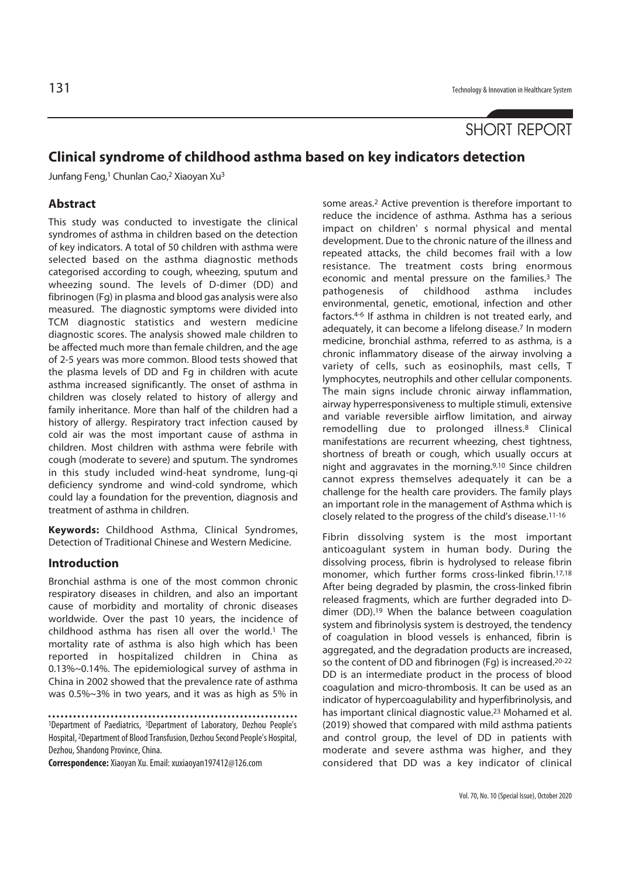SHORT REPORT

# Clinical syndrome of childhood asthma based on key indicators detection

Junfang Feng,[1] Chunlan Cao,[2] Xiaoyan Xu[3]

## Abstract

This study was conducted to investigate the clinical syndromes of asthma in children based on the detection of key indicators. A total of 50 children with asthma were selected based on the asthma diagnostic methods categorised according to cough, wheezing, sputum and wheezing sound. The levels of D-dimer (DD) and fibrinogen (Fg) in plasma and blood gas analysis were also measured. The diagnostic symptoms were divided into TCM diagnostic statistics and western medicine diagnostic scores. The analysis showed male children to be affected much more than female children, and the age of 2-5 years was more common. Blood tests showed that the plasma levels of DD and Fg in children with acute asthma increased significantly. The onset of asthma in children was closely related to history of allergy and family inheritance. More than half of the children had a history of allergy. Respiratory tract infection caused by cold air was the most important cause of asthma in children. Most children with asthma were febrile with cough (moderate to severe) and sputum. The syndromes in this study included wind-heat syndrome, lung-qi deficiency syndrome and wind-cold syndrome, which could lay a foundation for the prevention, diagnosis and treatment of asthma in children.

**Keywords:** Childhood Asthma, Clinical Syndromes, Detection of Traditional Chinese and Western Medicine.

## Introduction

Bronchial asthma is one of the most common chronic respiratory diseases in children, and also an important cause of morbidity and mortality of chronic diseases worldwide. Over the past 10 years, the incidence of childhood asthma has risen all over the world.[1] The mortality rate of asthma is also high which has been reported in hospitalized children in China as 0.13%~0.14%. The epidemiological survey of asthma in China in 2002 showed that the prevalence rate of asthma was 0.5%~3% in two years, and it was as high as 5% in some areas.[2] Active prevention is therefore important to reduce the incidence of asthma. Asthma has a serious impact on children' s normal physical and mental development. Due to the chronic nature of the illness and repeated attacks, the child becomes frail with a low resistance. The treatment costs bring enormous economic and mental pressure on the families.[3] The pathogenesis of childhood asthma includes environmental, genetic, emotional, infection and other factors.[4-6] If asthma in children is not treated early, and adequately, it can become a lifelong disease.[7] In modern medicine, bronchial asthma, referred to as asthma, is a chronic inflammatory disease of the airway involving a variety of cells, such as eosinophils, mast cells, T lymphocytes, neutrophils and other cellular components. The main signs include chronic airway inflammation, airway hyperresponsiveness to multiple stimuli, extensive and variable reversible airflow limitation, and airway remodelling due to prolonged illness.[8] Clinical manifestations are recurrent wheezing, chest tightness, shortness of breath or cough, which usually occurs at night and aggravates in the morning.[9,10] Since children cannot express themselves adequately it can be a challenge for the health care providers. The family plays an important role in the management of Asthma which is closely related to the progress of the child's disease.[11-16]

Fibrin dissolving system is the most important anticoagulant system in human body. During the dissolving process, fibrin is hydrolysed to release fibrin monomer, which further forms cross-linked fibrin.[17,18] After being degraded by plasmin, the cross-linked fibrin released fragments, which are further degraded into D-dimer (DD).[19] When the balance between coagulation system and fibrinolysis system is destroyed, the tendency of coagulation in blood vessels is enhanced, fibrin is aggregated, and the degradation products are increased, so the content of DD and fibrinogen (Fg) is increased.[20-22] DD is an intermediate product in the process of blood coagulation and micro-thrombosis. It can be used as an indicator of hypercoagulability and hyperfibrinolysis, and has important clinical diagnostic value.[23] Mohamed et al. (2019) showed that compared with mild asthma patients and control group, the level of DD in patients with moderate and severe asthma was higher, and they considered that DD was a key indicator of clinical

[1]Department of Paediatrics, [3]Department of Laboratory, Dezhou People's Hospital, [2]Department of Blood Transfusion, Dezhou Second People's Hospital, Dezhou, Shandong Province, China.

**Correspondence:** Xiaoyan Xu. Email: xuxiaoyan197412@126.com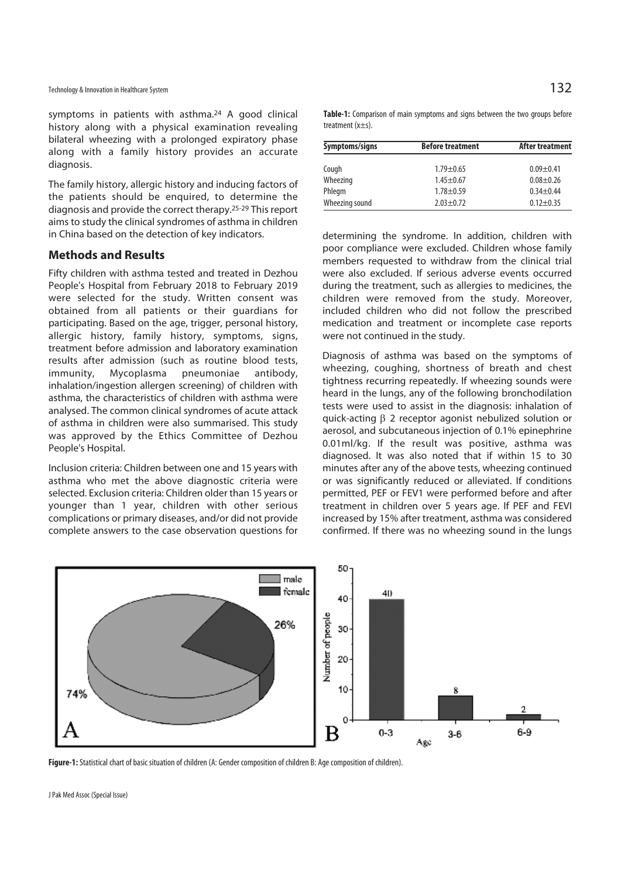symptoms in patients with asthma.[24] A good clinical history along with a physical examination revealing bilateral wheezing with a prolonged expiratory phase along with a family history provides an accurate diagnosis.

The family history, allergic history and inducing factors of the patients should be enquired, to determine the diagnosis and provide the correct therapy.[25-29] This report aims to study the clinical syndromes of asthma in children in China based on the detection of key indicators.

## Methods and Results

Fifty children with asthma tested and treated in Dezhou People's Hospital from February 2018 to February 2019 were selected for the study. Written consent was obtained from all patients or their guardians for participating. Based on the age, trigger, personal history, allergic history, family history, symptoms, signs, treatment before admission and laboratory examination results after admission (such as routine blood tests, immunity, Mycoplasma pneumoniae antibody, inhalation/ingestion allergen screening) of children with asthma, the characteristics of children with asthma were analysed. The common clinical syndromes of acute attack of asthma in children were also summarised. This study was approved by the Ethics Committee of Dezhou People's Hospital.

Inclusion criteria: Children between one and 15 years with asthma who met the above diagnostic criteria were selected. Exclusion criteria: Children older than 15 years or younger than 1 year, children with other serious complications or primary diseases, and/or did not provide complete answers to the case observation questions for determining the syndrome. In addition, children with poor compliance were excluded. Children whose family members requested to withdraw from the clinical trial were also excluded. If serious adverse events occurred during the treatment, such as allergies to medicines, the children were removed from the study. Moreover, included children who did not follow the prescribed medication and treatment or incomplete case reports were not continued in the study.

**Table-1:** Comparison of main symptoms and signs between the two groups before treatment ($x \pm s$).

| Symptoms/signs | Before treatment | After treatment |
|---|---|---|
| Cough | $1.79 \pm 0.65$ | $0.09 \pm 0.41$ |
| Wheezing | $1.45 \pm 0.67$ | $0.08 \pm 0.26$ |
| Phlegm | $1.78 \pm 0.59$ | $0.34 \pm 0.44$ |
| Wheezing sound | $2.03 \pm 0.72$ | $0.12 \pm 0.35$ |

Diagnosis of asthma was based on the symptoms of wheezing, coughing, shortness of breath and chest tightness recurring repeatedly. If wheezing sounds were heard in the lungs, any of the following bronchodilation tests were used to assist in the diagnosis: inhalation of quick-acting $\beta$ 2 receptor agonist nebulized solution or aerosol, and subcutaneous injection of 0.1% epinephrine 0.01ml/kg. If the result was positive, asthma was diagnosed. It was also noted that if within 15 to 30 minutes after any of the above tests, wheezing continued or was significantly reduced or alleviated. If conditions permitted, PEF or FEV1 were performed before and after treatment in children over 5 years age. If PEF and FEVI increased by 15% after treatment, asthma was considered confirmed. If there was no wheezing sound in the lungs

male
female
26%
74%
A

50
40
30
20
10
0
Number of people
40
8
2
0-3
3-6
6-9
Age
B

**Figure-1:** Statistical chart of basic situation of children (A: Gender composition of children B: Age composition of children).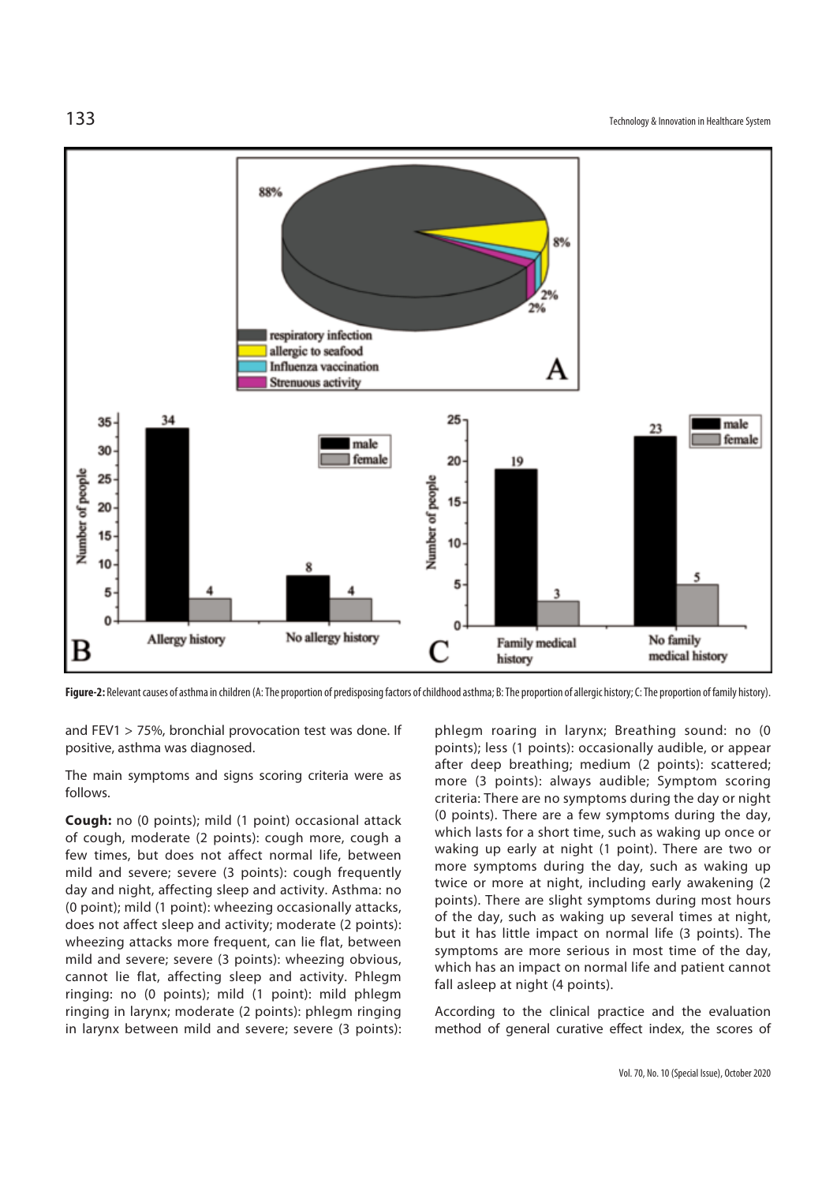88%
8%
2%
2%
respiratory infection
allergic to seafood
Influenza vaccination
Strenuous activity
A

Number of people
35
30
25
20
15
10
5
0
34
4
8
4
male
female
Allergy history
No allergy history
B

Number of people
25
20
15
10
5
0
19
3
23
5
male
female
Family medical history
No family medical history
C

**Figure-2:** Relevant causes of asthma in children (A: The proportion of predisposing factors of childhood asthma; B: The proportion of allergic history; C: The proportion of family history).

and FEV1 > 75%, bronchial provocation test was done. If positive, asthma was diagnosed.

The main symptoms and signs scoring criteria were as follows.

**Cough:** no (0 points); mild (1 point) occasional attack of cough, moderate (2 points): cough more, cough a few times, but does not affect normal life, between mild and severe; severe (3 points): cough frequently day and night, affecting sleep and activity. Asthma: no (0 point); mild (1 point): wheezing occasionally attacks, does not affect sleep and activity; moderate (2 points): wheezing attacks more frequent, can lie flat, between mild and severe; severe (3 points): wheezing obvious, cannot lie flat, affecting sleep and activity. Phlegm ringing: no (0 points); mild (1 point): mild phlegm ringing in larynx; moderate (2 points): phlegm ringing in larynx between mild and severe; severe (3 points): phlegm roaring in larynx; Breathing sound: no (0 points); less (1 points): occasionally audible, or appear after deep breathing; medium (2 points): scattered; more (3 points): always audible; Symptom scoring criteria: There are no symptoms during the day or night (0 points). There are a few symptoms during the day, which lasts for a short time, such as waking up once or waking up early at night (1 point). There are two or more symptoms during the day, such as waking up twice or more at night, including early awakening (2 points). There are slight symptoms during most hours of the day, such as waking up several times at night, but it has little impact on normal life (3 points). The symptoms are more serious in most time of the day, which has an impact on normal life and patient cannot fall asleep at night (4 points).

According to the clinical practice and the evaluation method of general curative effect index, the scores of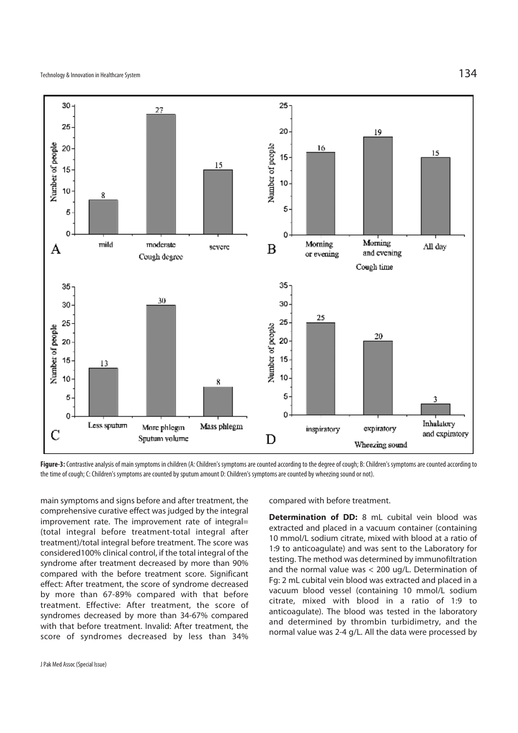30
25
20
15
10
5
0
Number of people
27
8
15
mild
moderate
severe
Cough degree
A

25
20
15
10
5
0
Number of people
16
19
15
Morning or evening
Morning and evening
All day
Cough time
B

35
30
25
20
15
10
5
0
Number of people
13
30
8
Less sputum
More phlegm
Mass phlegm
Sputum volume
C

35
30
25
20
15
10
5
0
Number of people
25
20
3
inspiratory
expiratory
Inhalatory and expiratory
Wheezing sound
D

**Figure-3:** Contrastive analysis of main symptoms in children (A: Children's symptoms are counted according to the degree of cough; B: Children's symptoms are counted according to the time of cough; C: Children's symptoms are counted by sputum amount D: Children's symptoms are counted by wheezing sound or not).

main symptoms and signs before and after treatment, the comprehensive curative effect was judged by the integral improvement rate. The improvement rate of integral= (total integral before treatment-total integral after treatment)/total integral before treatment. The score was considered100% clinical control, if the total integral of the syndrome after treatment decreased by more than 90% compared with the before treatment score. Significant effect: After treatment, the score of syndrome decreased by more than 67-89% compared with that before treatment. Effective: After treatment, the score of syndromes decreased by more than 34-67% compared with that before treatment. Invalid: After treatment, the score of syndromes decreased by less than 34% compared with before treatment.

**Determination of DD:** 8 mL cubital vein blood was extracted and placed in a vacuum container (containing 10 mmol/L sodium citrate, mixed with blood at a ratio of 1:9 to anticoagulate) and was sent to the Laboratory for testing. The method was determined by immunofiltration and the normal value was < 200 ug/L. Determination of Fg: 2 mL cubital vein blood was extracted and placed in a vacuum blood vessel (containing 10 mmol/L sodium citrate, mixed with blood in a ratio of 1:9 to anticoagulate). The blood was tested in the laboratory and determined by thrombin turbidimetry, and the normal value was 2-4 g/L. All the data were processed by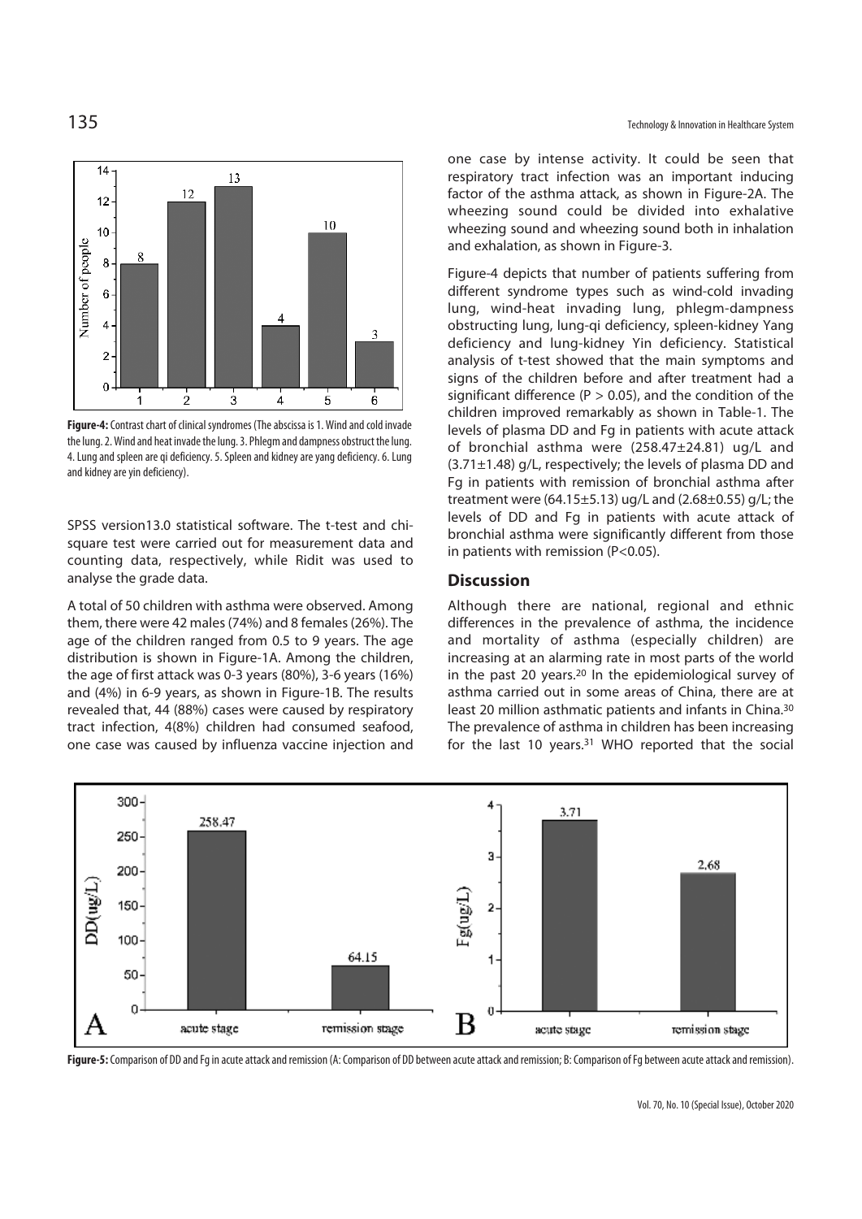14
12
10
8
6
4
2
0
Number of people
8
12
13
4
10
3
1
2
3
4
5
6

**Figure-4:** Contrast chart of clinical syndromes (The abscissa is 1. Wind and cold invade the lung. 2. Wind and heat invade the lung. 3. Phlegm and dampness obstruct the lung. 4. Lung and spleen are qi deficiency. 5. Spleen and kidney are yang deficiency. 6. Lung and kidney are yin deficiency).

SPSS version13.0 statistical software. The t-test and chi-square test were carried out for measurement data and counting data, respectively, while Ridit was used to analyse the grade data.

A total of 50 children with asthma were observed. Among them, there were 42 males (74%) and 8 females (26%). The age of the children ranged from 0.5 to 9 years. The age distribution is shown in Figure-1A. Among the children, the age of first attack was 0-3 years (80%), 3-6 years (16%) and (4%) in 6-9 years, as shown in Figure-1B. The results revealed that, 44 (88%) cases were caused by respiratory tract infection, 4(8%) children had consumed seafood, one case was caused by influenza vaccine injection and one case by intense activity. It could be seen that respiratory tract infection was an important inducing factor of the asthma attack, as shown in Figure-2A. The wheezing sound could be divided into exhalative wheezing sound and wheezing sound both in inhalation and exhalation, as shown in Figure-3.

Figure-4 depicts that number of patients suffering from different syndrome types such as wind-cold invading lung, wind-heat invading lung, phlegm-dampness obstructing lung, lung-qi deficiency, spleen-kidney Yang deficiency and lung-kidney Yin deficiency. Statistical analysis of t-test showed that the main symptoms and signs of the children before and after treatment had a significant difference ($P > 0.05$), and the condition of the children improved remarkably as shown in Table-1. The levels of plasma DD and Fg in patients with acute attack of bronchial asthma were (258.47±24.81) ug/L and (3.71±1.48) g/L, respectively; the levels of plasma DD and Fg in patients with remission of bronchial asthma after treatment were (64.15±5.13) ug/L and (2.68±0.55) g/L; the levels of DD and Fg in patients with acute attack of bronchial asthma were significantly different from those in patients with remission ($P<0.05$).

## Discussion

Although there are national, regional and ethnic differences in the prevalence of asthma, the incidence and mortality of asthma (especially children) are increasing at an alarming rate in most parts of the world in the past 20 years.[20] In the epidemiological survey of asthma carried out in some areas of China, there are at least 20 million asthmatic patients and infants in China.[30] The prevalence of asthma in children has been increasing for the last 10 years.[31] WHO reported that the social

A
DD(ug/L)
300
250
200
150
100
50
0
258.47
64.15
acute stage
remission stage

B
Fg(ug/L)
4
3
2
1
0
3.71
2.68
acute stage
remission stage

**Figure-5:** Comparison of DD and Fg in acute attack and remission (A: Comparison of DD between acute attack and remission; B: Comparison of Fg between acute attack and remission).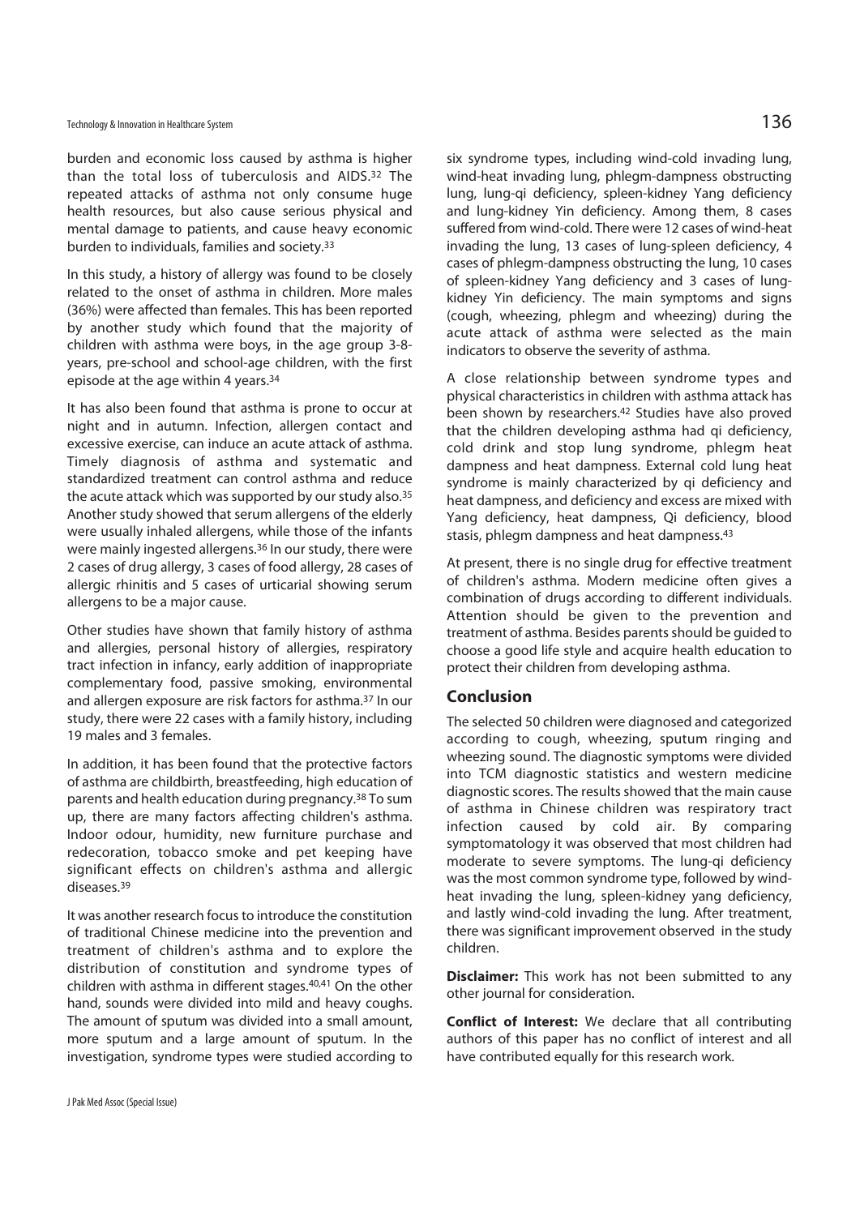burden and economic loss caused by asthma is higher than the total loss of tuberculosis and AIDS.[32] The repeated attacks of asthma not only consume huge health resources, but also cause serious physical and mental damage to patients, and cause heavy economic burden to individuals, families and society.[33]

In this study, a history of allergy was found to be closely related to the onset of asthma in children. More males (36%) were affected than females. This has been reported by another study which found that the majority of children with asthma were boys, in the age group 3-8-years, pre-school and school-age children, with the first episode at the age within 4 years.[34]

It has also been found that asthma is prone to occur at night and in autumn. Infection, allergen contact and excessive exercise, can induce an acute attack of asthma. Timely diagnosis of asthma and systematic and standardized treatment can control asthma and reduce the acute attack which was supported by our study also.[35] Another study showed that serum allergens of the elderly were usually inhaled allergens, while those of the infants were mainly ingested allergens.[36] In our study, there were 2 cases of drug allergy, 3 cases of food allergy, 28 cases of allergic rhinitis and 5 cases of urticarial showing serum allergens to be a major cause.

Other studies have shown that family history of asthma and allergies, personal history of allergies, respiratory tract infection in infancy, early addition of inappropriate complementary food, passive smoking, environmental and allergen exposure are risk factors for asthma.[37] In our study, there were 22 cases with a family history, including 19 males and 3 females.

In addition, it has been found that the protective factors of asthma are childbirth, breastfeeding, high education of parents and health education during pregnancy.[38] To sum up, there are many factors affecting children's asthma. Indoor odour, humidity, new furniture purchase and redecoration, tobacco smoke and pet keeping have significant effects on children's asthma and allergic diseases.[39]

It was another research focus to introduce the constitution of traditional Chinese medicine into the prevention and treatment of children's asthma and to explore the distribution of constitution and syndrome types of children with asthma in different stages.[40,41] On the other hand, sounds were divided into mild and heavy coughs. The amount of sputum was divided into a small amount, more sputum and a large amount of sputum. In the investigation, syndrome types were studied according to six syndrome types, including wind-cold invading lung, wind-heat invading lung, phlegm-dampness obstructing lung, lung-qi deficiency, spleen-kidney Yang deficiency and lung-kidney Yin deficiency. Among them, 8 cases suffered from wind-cold. There were 12 cases of wind-heat invading the lung, 13 cases of lung-spleen deficiency, 4 cases of phlegm-dampness obstructing the lung, 10 cases of spleen-kidney Yang deficiency and 3 cases of lung-kidney Yin deficiency. The main symptoms and signs (cough, wheezing, phlegm and wheezing) during the acute attack of asthma were selected as the main indicators to observe the severity of asthma.

A close relationship between syndrome types and physical characteristics in children with asthma attack has been shown by researchers.[42] Studies have also proved that the children developing asthma had qi deficiency, cold drink and stop lung syndrome, phlegm heat dampness and heat dampness. External cold lung heat syndrome is mainly characterized by qi deficiency and heat dampness, and deficiency and excess are mixed with Yang deficiency, heat dampness, Qi deficiency, blood stasis, phlegm dampness and heat dampness.[43]

At present, there is no single drug for effective treatment of children's asthma. Modern medicine often gives a combination of drugs according to different individuals. Attention should be given to the prevention and treatment of asthma. Besides parents should be guided to choose a good life style and acquire health education to protect their children from developing asthma.

## Conclusion

The selected 50 children were diagnosed and categorized according to cough, wheezing, sputum ringing and wheezing sound. The diagnostic symptoms were divided into TCM diagnostic statistics and western medicine diagnostic scores. The results showed that the main cause of asthma in Chinese children was respiratory tract infection caused by cold air. By comparing symptomatology it was observed that most children had moderate to severe symptoms. The lung-qi deficiency was the most common syndrome type, followed by wind-heat invading the lung, spleen-kidney yang deficiency, and lastly wind-cold invading the lung. After treatment, there was significant improvement observed in the study children.

**Disclaimer:** This work has not been submitted to any other journal for consideration.

**Conflict of Interest:** We declare that all contributing authors of this paper has no conflict of interest and all have contributed equally for this research work.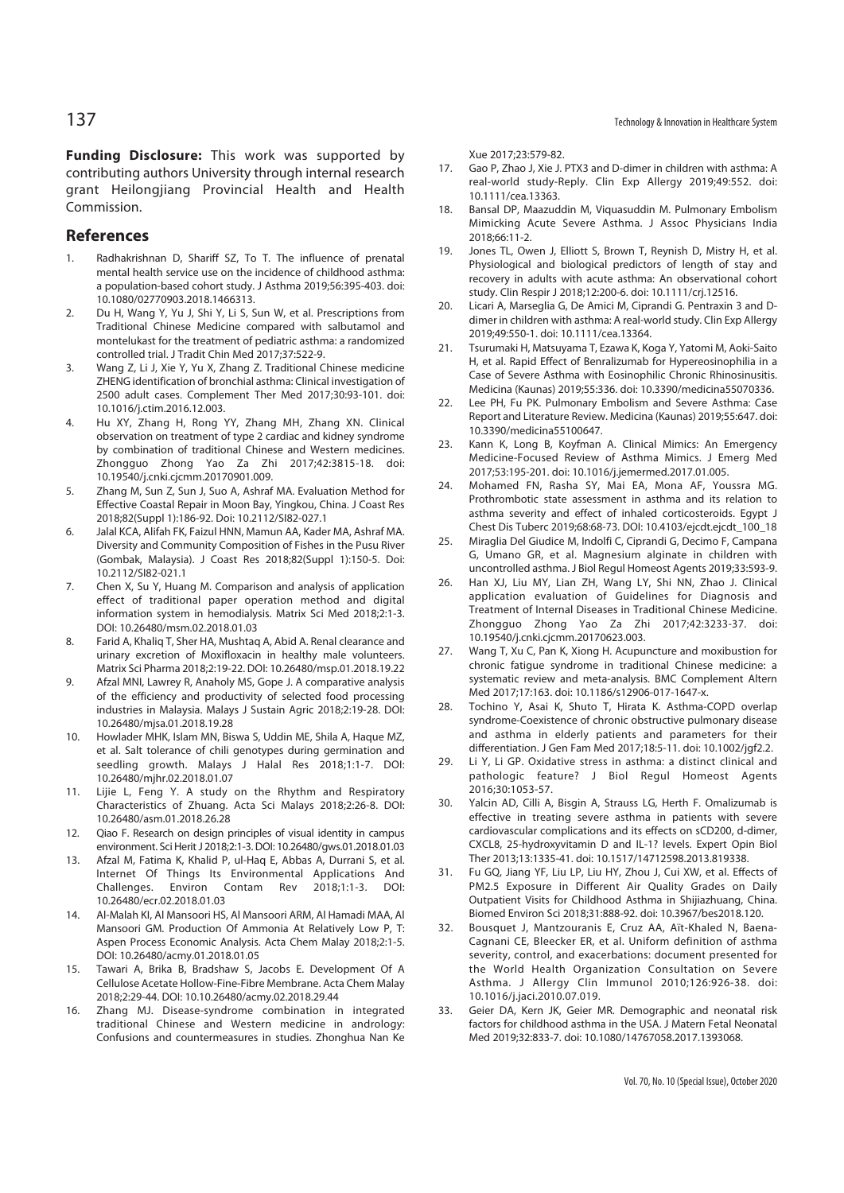**Funding Disclosure:** This work was supported by contributing authors University through internal research grant Heilongjiang Provincial Health and Health Commission.

## References

1. Radhakrishnan D, Shariff SZ, To T. The influence of prenatal mental health service use on the incidence of childhood asthma: a population-based cohort study. J Asthma 2019;56:395-403. doi: 10.1080/02770903.2018.1466313.
2. Du H, Wang Y, Yu J, Shi Y, Li S, Sun W, et al. Prescriptions from Traditional Chinese Medicine compared with salbutamol and montelukast for the treatment of pediatric asthma: a randomized controlled trial. J Tradit Chin Med 2017;37:522-9.
3. Wang Z, Li J, Xie Y, Yu X, Zhang Z. Traditional Chinese medicine ZHENG identification of bronchial asthma: Clinical investigation of 2500 adult cases. Complement Ther Med 2017;30:93-101. doi: 10.1016/j.ctim.2016.12.003.
4. Hu XY, Zhang H, Rong YY, Zhang MH, Zhang XN. Clinical observation on treatment of type 2 cardiac and kidney syndrome by combination of traditional Chinese and Western medicines. Zhongguo Zhong Yao Za Zhi 2017;42:3815-18. doi: 10.19540/j.cnki.cjcmm.20170901.009.
5. Zhang M, Sun Z, Sun J, Suo A, Ashraf MA. Evaluation Method for Effective Coastal Repair in Moon Bay, Yingkou, China. J Coast Res 2018;82(Suppl 1):186-92. Doi: 10.2112/SI82-027.1
6. Jalal KCA, Alifah FK, Faizul HNN, Mamun AA, Kader MA, Ashraf MA. Diversity and Community Composition of Fishes in the Pusu River (Gombak, Malaysia). J Coast Res 2018;82(Suppl 1):150-5. Doi: 10.2112/SI82-021.1
7. Chen X, Su Y, Huang M. Comparison and analysis of application effect of traditional paper operation method and digital information system in hemodialysis. Matrix Sci Med 2018;2:1-3. DOI: 10.26480/msm.02.2018.01.03
8. Farid A, Khaliq T, Sher HA, Mushtaq A, Abid A. Renal clearance and urinary excretion of Moxifloxacin in healthy male volunteers. Matrix Sci Pharma 2018;2:19-22. DOI: 10.26480/msp.01.2018.19.22
9. Afzal MNI, Lawrey R, Anaholy MS, Gope J. A comparative analysis of the efficiency and productivity of selected food processing industries in Malaysia. Malays J Sustain Agric 2018;2:19-28. DOI: 10.26480/mjsa.01.2018.19.28
10. Howlader MHK, Islam MN, Biswa S, Uddin ME, Shila A, Haque MZ, et al. Salt tolerance of chili genotypes during germination and seedling growth. Malays J Halal Res 2018;1:1-7. DOI: 10.26480/mjhr.02.2018.01.07
11. Lijie L, Feng Y. A study on the Rhythm and Respiratory Characteristics of Zhuang. Acta Sci Malays 2018;2:26-8. DOI: 10.26480/asm.01.2018.26.28
12. Qiao F. Research on design principles of visual identity in campus environment. Sci Herit J 2018;2:1-3. DOI: 10.26480/gws.01.2018.01.03
13. Afzal M, Fatima K, Khalid P, ul-Haq E, Abbas A, Durrani S, et al. Internet Of Things Its Environmental Applications And Challenges. Environ Contam Rev 2018;1:1-3. DOI: 10.26480/ecr.02.2018.01.03
14. Al-Malah KI, Al Mansoori HS, Al Mansoori ARM, Al Hamadi MAA, Al Mansoori GM. Production Of Ammonia At Relatively Low P, T: Aspen Process Economic Analysis. Acta Chem Malay 2018;2:1-5. DOI: 10.26480/acmy.01.2018.01.05
15. Tawari A, Brika B, Bradshaw S, Jacobs E. Development Of A Cellulose Acetate Hollow-Fine-Fibre Membrane. Acta Chem Malay 2018;2:29-44. DOI: 10.10.26480/acmy.02.2018.29.44
16. Zhang MJ. Disease-syndrome combination in integrated traditional Chinese and Western medicine in andrology: Confusions and countermeasures in studies. Zhonghua Nan Ke Xue 2017;23:579-82.
17. Gao P, Zhao J, Xie J. PTX3 and D-dimer in children with asthma: A real-world study-Reply. Clin Exp Allergy 2019;49:552. doi: 10.1111/cea.13363.
18. Bansal DP, Maazuddin M, Viquasuddin M. Pulmonary Embolism Mimicking Acute Severe Asthma. J Assoc Physicians India 2018;66:11-2.
19. Jones TL, Owen J, Elliott S, Brown T, Reynish D, Mistry H, et al. Physiological and biological predictors of length of stay and recovery in adults with acute asthma: An observational cohort study. Clin Respir J 2018;12:200-6. doi: 10.1111/crj.12516.
20. Licari A, Marseglia G, De Amici M, Ciprandi G. Pentraxin 3 and D-dimer in children with asthma: A real-world study. Clin Exp Allergy 2019;49:550-1. doi: 10.1111/cea.13364.
21. Tsurumaki H, Matsuyama T, Ezawa K, Koga Y, Yatomi M, Aoki-Saito H, et al. Rapid Effect of Benralizumab for Hypereosinophilia in a Case of Severe Asthma with Eosinophilic Chronic Rhinosinusitis. Medicina (Kaunas) 2019;55:336. doi: 10.3390/medicina55070336.
22. Lee PH, Fu PK. Pulmonary Embolism and Severe Asthma: Case Report and Literature Review. Medicina (Kaunas) 2019;55:647. doi: 10.3390/medicina55100647.
23. Kann K, Long B, Koyfman A. Clinical Mimics: An Emergency Medicine-Focused Review of Asthma Mimics. J Emerg Med 2017;53:195-201. doi: 10.1016/j.jemermed.2017.01.005.
24. Mohamed FN, Rasha SY, Mai EA, Mona AF, Youssra MG. Prothrombotic state assessment in asthma and its relation to asthma severity and effect of inhaled corticosteroids. Egypt J Chest Dis Tuberc 2019;68:68-73. DOI: 10.4103/ejcdt.ejcdt_100_18
25. Miraglia Del Giudice M, Indolfi C, Ciprandi G, Decimo F, Campana G, Umano GR, et al. Magnesium alginate in children with uncontrolled asthma. J Biol Regul Homeost Agents 2019;33:593-9.
26. Han XJ, Liu MY, Lian ZH, Wang LY, Shi NN, Zhao J. Clinical application evaluation of Guidelines for Diagnosis and Treatment of Internal Diseases in Traditional Chinese Medicine. Zhongguo Zhong Yao Za Zhi 2017;42:3233-37. doi: 10.19540/j.cnki.cjcmm.20170623.003.
27. Wang T, Xu C, Pan K, Xiong H. Acupuncture and moxibustion for chronic fatigue syndrome in traditional Chinese medicine: a systematic review and meta-analysis. BMC Complement Altern Med 2017;17:163. doi: 10.1186/s12906-017-1647-x.
28. Tochino Y, Asai K, Shuto T, Hirata K. Asthma-COPD overlap syndrome-Coexistence of chronic obstructive pulmonary disease and asthma in elderly patients and parameters for their differentiation. J Gen Fam Med 2017;18:5-11. doi: 10.1002/jgf2.2.
29. Li Y, Li GP. Oxidative stress in asthma: a distinct clinical and pathologic feature? J Biol Regul Homeost Agents 2016;30:1053-57.
30. Yalcin AD, Cilli A, Bisgin A, Strauss LG, Herth F. Omalizumab is effective in treating severe asthma in patients with severe cardiovascular complications and its effects on sCD200, d-dimer, CXCL8, 25-hydroxyvitamin D and IL-1? levels. Expert Opin Biol Ther 2013;13:1335-41. doi: 10.1517/14712598.2013.819338.
31. Fu GQ, Jiang YF, Liu LP, Liu HY, Zhou J, Cui XW, et al. Effects of PM2.5 Exposure in Different Air Quality Grades on Daily Outpatient Visits for Childhood Asthma in Shijiazhuang, China. Biomed Environ Sci 2018;31:888-92. doi: 10.3967/bes2018.120.
32. Bousquet J, Mantzouranis E, Cruz AA, Aït-Khaled N, Baena-Cagnani CE, Bleecker ER, et al. Uniform definition of asthma severity, control, and exacerbations: document presented for the World Health Organization Consultation on Severe Asthma. J Allergy Clin Immunol 2010;126:926-38. doi: 10.1016/j.jaci.2010.07.019.
33. Geier DA, Kern JK, Geier MR. Demographic and neonatal risk factors for childhood asthma in the USA. J Matern Fetal Neonatal Med 2019;32:833-7. doi: 10.1080/14767058.2017.1393068.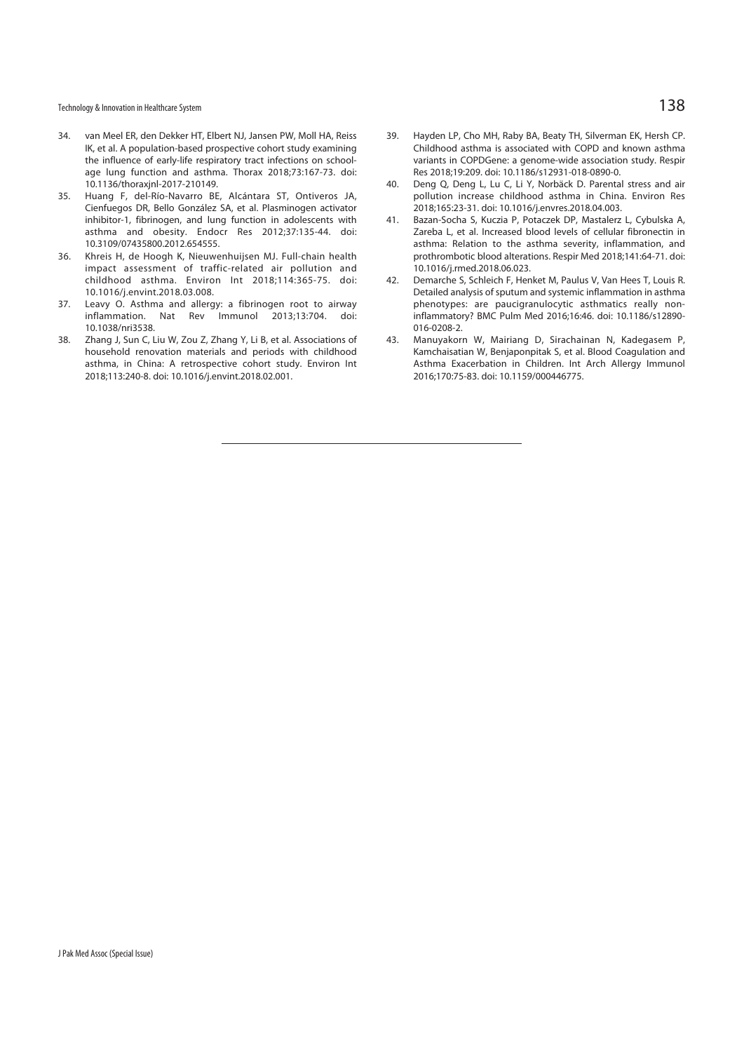34. van Meel ER, den Dekker HT, Elbert NJ, Jansen PW, Moll HA, Reiss IK, et al. A population-based prospective cohort study examining the influence of early-life respiratory tract infections on school-age lung function and asthma. Thorax 2018;73:167-73. doi: 10.1136/thoraxjnl-2017-210149.
35. Huang F, del-Río-Navarro BE, Alcántara ST, Ontiveros JA, Cienfuegos DR, Bello González SA, et al. Plasminogen activator inhibitor-1, fibrinogen, and lung function in adolescents with asthma and obesity. Endocr Res 2012;37:135-44. doi: 10.3109/07435800.2012.654555.
36. Khreis H, de Hoogh K, Nieuwenhuijsen MJ. Full-chain health impact assessment of traffic-related air pollution and childhood asthma. Environ Int 2018;114:365-75. doi: 10.1016/j.envint.2018.03.008.
37. Leavy O. Asthma and allergy: a fibrinogen root to airway inflammation. Nat Rev Immunol 2013;13:704. doi: 10.1038/nri3538.
38. Zhang J, Sun C, Liu W, Zou Z, Zhang Y, Li B, et al. Associations of household renovation materials and periods with childhood asthma, in China: A retrospective cohort study. Environ Int 2018;113:240-8. doi: 10.1016/j.envint.2018.02.001.
39. Hayden LP, Cho MH, Raby BA, Beaty TH, Silverman EK, Hersh CP. Childhood asthma is associated with COPD and known asthma variants in COPDGene: a genome-wide association study. Respir Res 2018;19:209. doi: 10.1186/s12931-018-0890-0.
40. Deng Q, Deng L, Lu C, Li Y, Norbäck D. Parental stress and air pollution increase childhood asthma in China. Environ Res 2018;165:23-31. doi: 10.1016/j.envres.2018.04.003.
41. Bazan-Socha S, Kuczia P, Potaczek DP, Mastalerz L, Cybulska A, Zareba L, et al. Increased blood levels of cellular fibronectin in asthma: Relation to the asthma severity, inflammation, and prothrombotic blood alterations. Respir Med 2018;141:64-71. doi: 10.1016/j.rmed.2018.06.023.
42. Demarche S, Schleich F, Henket M, Paulus V, Van Hees T, Louis R. Detailed analysis of sputum and systemic inflammation in asthma phenotypes: are paucigranulocytic asthmatics really non-inflammatory? BMC Pulm Med 2016;16:46. doi: 10.1186/s12890-016-0208-2.
43. Manuyakorn W, Mairiang D, Sirachainan N, Kadegasem P, Kamchaisatian W, Benjaponpitak S, et al. Blood Coagulation and Asthma Exacerbation in Children. Int Arch Allergy Immunol 2016;170:75-83. doi: 10.1159/000446775.